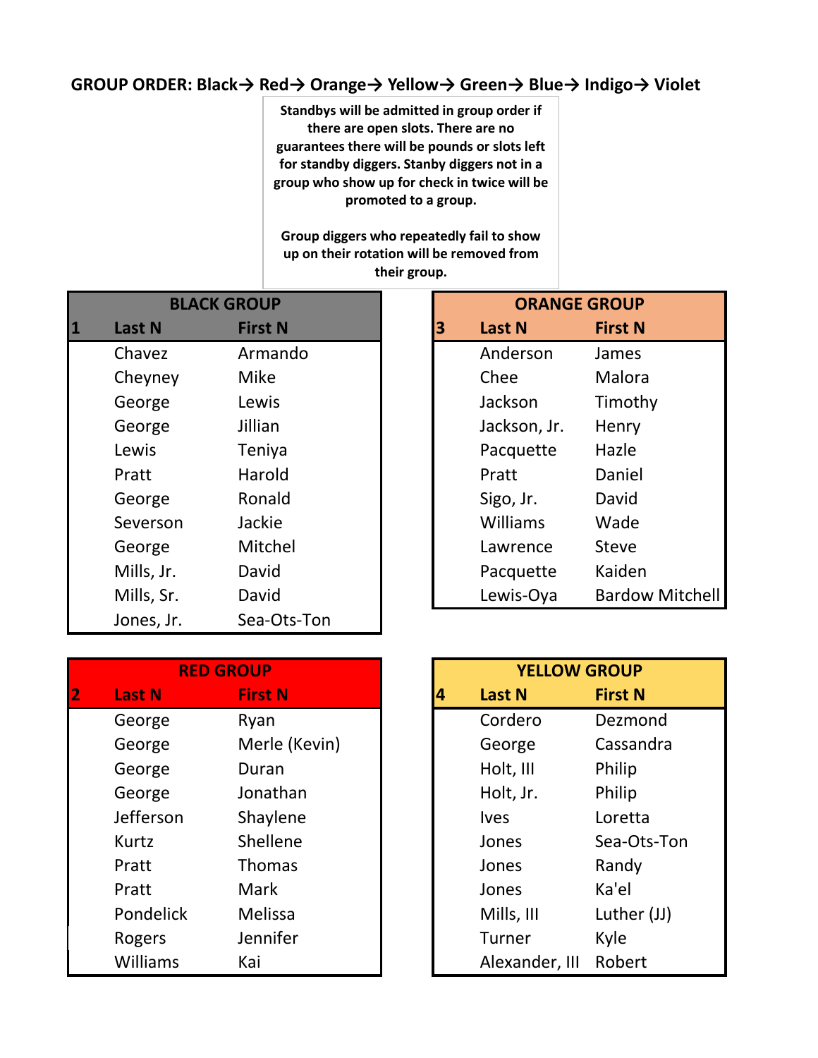**GROUP ORDER: Black→ Red→ Orange→ Yellow→ Green→ Blue→ Indigo→ Violet**

**Standbys will be admitted in group order if there are open slots. There are no guarantees there will be pounds or slots left for standby diggers. Stanby diggers not in a group who show up for check in twice will be promoted to a group.**

**Group diggers who repeatedly fail to show up on their rotation will be removed from their group.**

| BLACK GROUP | | |
|---|---|---|
| 1 | Last N | First N |
| | Chavez | Armando |
| | Cheyney | Mike |
| | George | Lewis |
| | George | Jillian |
| | Lewis | Teniya |
| | Pratt | Harold |
| | George | Ronald |
| | Severson | Jackie |
| | George | Mitchel |
| | Mills, Jr. | David |
| | Mills, Sr. | David |
| | Jones, Jr. | Sea-Ots-Ton |

| ORANGE GROUP | | |
|---|---|---|
| 3 | Last N | First N |
| | Anderson | James |
| | Chee | Malora |
| | Jackson | Timothy |
| | Jackson, Jr. | Henry |
| | Pacquette | Hazle |
| | Pratt | Daniel |
| | Sigo, Jr. | David |
| | Williams | Wade |
| | Lawrence | Steve |
| | Pacquette | Kaiden |
| | Lewis-Oya | Bardow Mitchell |

| RED GROUP | | |
|---|---|---|
| 2 | Last N | First N |
| | George | Ryan |
| | George | Merle (Kevin) |
| | George | Duran |
| | George | Jonathan |
| | Jefferson | Shaylene |
| | Kurtz | Shellene |
| | Pratt | Thomas |
| | Pratt | Mark |
| | Pondelick | Melissa |
| | Rogers | Jennifer |
| | Williams | Kai |

| YELLOW GROUP | | |
|---|---|---|
| 4 | Last N | First N |
| | Cordero | Dezmond |
| | George | Cassandra |
| | Holt, III | Philip |
| | Holt, Jr. | Philip |
| | Ives | Loretta |
| | Jones | Sea-Ots-Ton |
| | Jones | Randy |
| | Jones | Ka'el |
| | Mills, III | Luther (JJ) |
| | Turner | Kyle |
| | Alexander, III | Robert |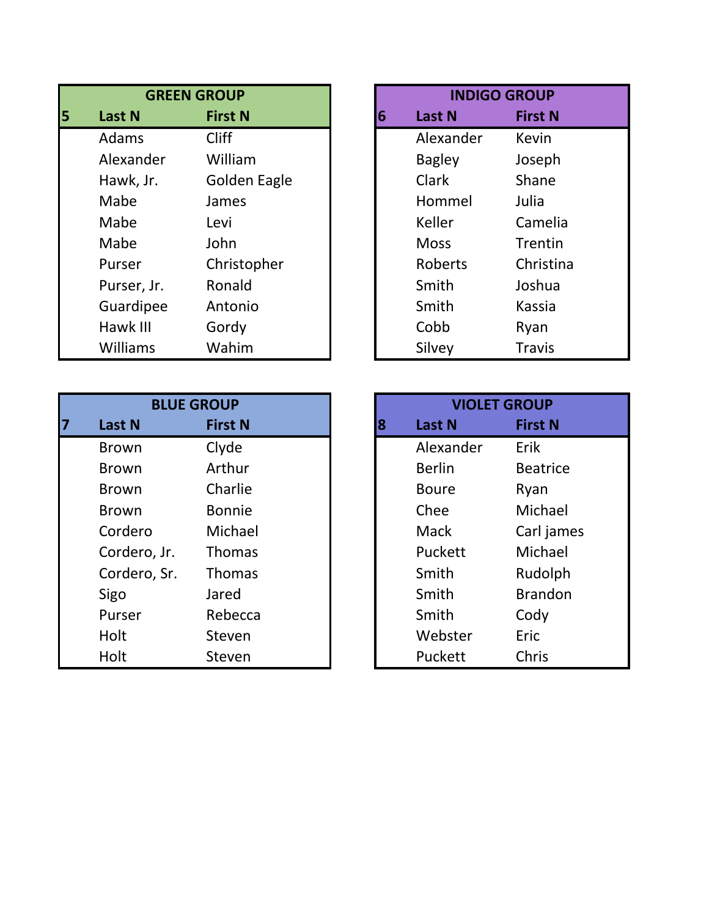| GREEN GROUP | | |
|---|---|---|
| 5 | Last N | First N |
| | Adams | Cliff |
| | Alexander | William |
| | Hawk, Jr. | Golden Eagle |
| | Mabe | James |
| | Mabe | Levi |
| | Mabe | John |
| | Purser | Christopher |
| | Purser, Jr. | Ronald |
| | Guardipee | Antonio |
| | Hawk III | Gordy |
| | Williams | Wahim |

| INDIGO GROUP | | |
|---|---|---|
| 6 | Last N | First N |
| | Alexander | Kevin |
| | Bagley | Joseph |
| | Clark | Shane |
| | Hommel | Julia |
| | Keller | Camelia |
| | Moss | Trentin |
| | Roberts | Christina |
| | Smith | Joshua |
| | Smith | Kassia |
| | Cobb | Ryan |
| | Silvey | Travis |

| BLUE GROUP | | |
|---|---|---|
| 7 | Last N | First N |
| | Brown | Clyde |
| | Brown | Arthur |
| | Brown | Charlie |
| | Brown | Bonnie |
| | Cordero | Michael |
| | Cordero, Jr. | Thomas |
| | Cordero, Sr. | Thomas |
| | Sigo | Jared |
| | Purser | Rebecca |
| | Holt | Steven |
| | Holt | Steven |

| VIOLET GROUP | | |
|---|---|---|
| 8 | Last N | First N |
| | Alexander | Erik |
| | Berlin | Beatrice |
| | Boure | Ryan |
| | Chee | Michael |
| | Mack | Carl james |
| | Puckett | Michael |
| | Smith | Rudolph |
| | Smith | Brandon |
| | Smith | Cody |
| | Webster | Eric |
| | Puckett | Chris |